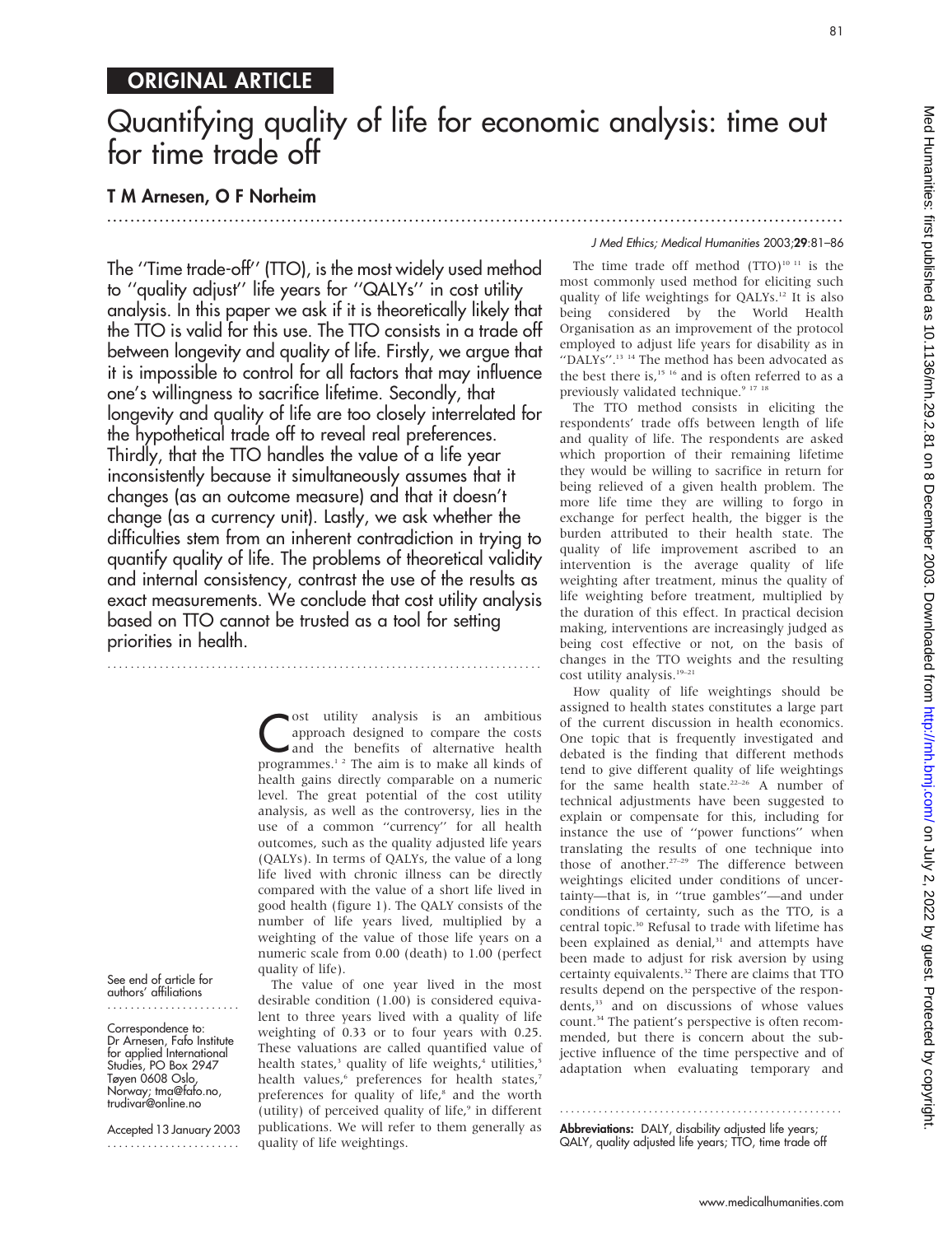ORIGINAL ARTICLE

# Quantifying quality of life for economic analysis: time out for time trade off

## T M Arnesen, O F Norheim

**The ''Time trade-off'' (TTO), is the most widely used method to ''quality adjust'' life years for ''QALYs'' in cost utility analysis. In this paper we ask if it is theoretically likely that the TTO is valid for this use. The TTO consists in a trade off between longevity and quality of life. Firstly, we argue that it is impossible to control for all factors that may influence one's willingness to sacrifice lifetime. Secondly, that longevity and quality of life are too closely interrelated for the hypothetical trade off to reveal real preferences. Thirdly, that the TTO handles the value of a life year inconsistently because it simultaneously assumes that it changes (as an outcome measure) and that it doesn't change (as a currency unit). Lastly, we ask whether the difficulties stem from an inherent contradiction in trying to quantify quality of life. The problems of theoretical validity and internal consistency, contrast the use of the results as exact measurements. We conclude that cost utility analysis based on TTO cannot be trusted as a tool for setting priorities in health.**

Cost utility analysis is an ambitious approach designed to compare the costs and the benefits of alternative health programmes.[1,2] The aim is to make all kinds of health gains directly comparable on a numeric level. The great potential of the cost utility analysis, as well as the controversy, lies in the use of a common ''currency'' for all health outcomes, such as the quality adjusted life years (QALYs). In terms of QALYs, the value of a long life lived with chronic illness can be directly compared with the value of a short life lived in good health (figure 1). The QALY consists of the number of life years lived, multiplied by a weighting of the value of those life years on a numeric scale from 0.00 (death) to 1.00 (perfect quality of life).

The value of one year lived in the most desirable condition (1.00) is considered equivalent to three years lived with a quality of life weighting of 0.33 or to four years with 0.25. These valuations are called quantified value of health states,[3] quality of life weights,[4] utilities,[5] health values,[6] preferences for health states,[7] preferences for quality of life,[8] and the worth (utility) of perceived quality of life,[9] in different publications. We will refer to them generally as quality of life weightings.

The time trade off method (TTO)[10,11] is the most commonly used method for eliciting such quality of life weightings for QALYs.[12] It is also being considered by the World Health Organisation as an improvement of the protocol employed to adjust life years for disability as in ''DALYs''.[13,14] The method has been advocated as the best there is,[15,16] and is often referred to as a previously validated technique.[9,17,18]

The TTO method consists in eliciting the respondents' trade offs between length of life and quality of life. The respondents are asked which proportion of their remaining lifetime they would be willing to sacrifice in return for being relieved of a given health problem. The more life time they are willing to forgo in exchange for perfect health, the bigger is the burden attributed to their health state. The quality of life improvement ascribed to an intervention is the average quality of life weighting after treatment, minus the quality of life weighting before treatment, multiplied by the duration of this effect. In practical decision making, interventions are increasingly judged as being cost effective or not, on the basis of changes in the TTO weights and the resulting cost utility analysis.[19–21]

How quality of life weightings should be assigned to health states constitutes a large part of the current discussion in health economics. One topic that is frequently investigated and debated is the finding that different methods tend to give different quality of life weightings for the same health state.[22–26] A number of technical adjustments have been suggested to explain or compensate for this, including for instance the use of ''power functions'' when translating the results of one technique into those of another.[27–29] The difference between weightings elicited under conditions of uncertainty—that is, in ''true gambles''—and under conditions of certainty, such as the TTO, is a central topic.[30] Refusal to trade with lifetime has been explained as denial,[31] and attempts have been made to adjust for risk aversion by using certainty equivalents.[32] There are claims that TTO results depend on the perspective of the respondents,[33] and on discussions of whose values count.[34] The patient's perspective is often recommended, but there is concern about the subjective influence of the time perspective and of adaptation when evaluating temporary and

See end of article for authors' affiliations

Correspondence to: Dr Arnesen, Fafo Institute for applied International Studies, PO Box 2947 Tøyen 0608 Oslo, Norway; tma@fafo.no, trudivar@online.no

Accepted 13 January 2003

**Abbreviations:** DALY, disability adjusted life years; QALY, quality adjusted life years; TTO, time trade off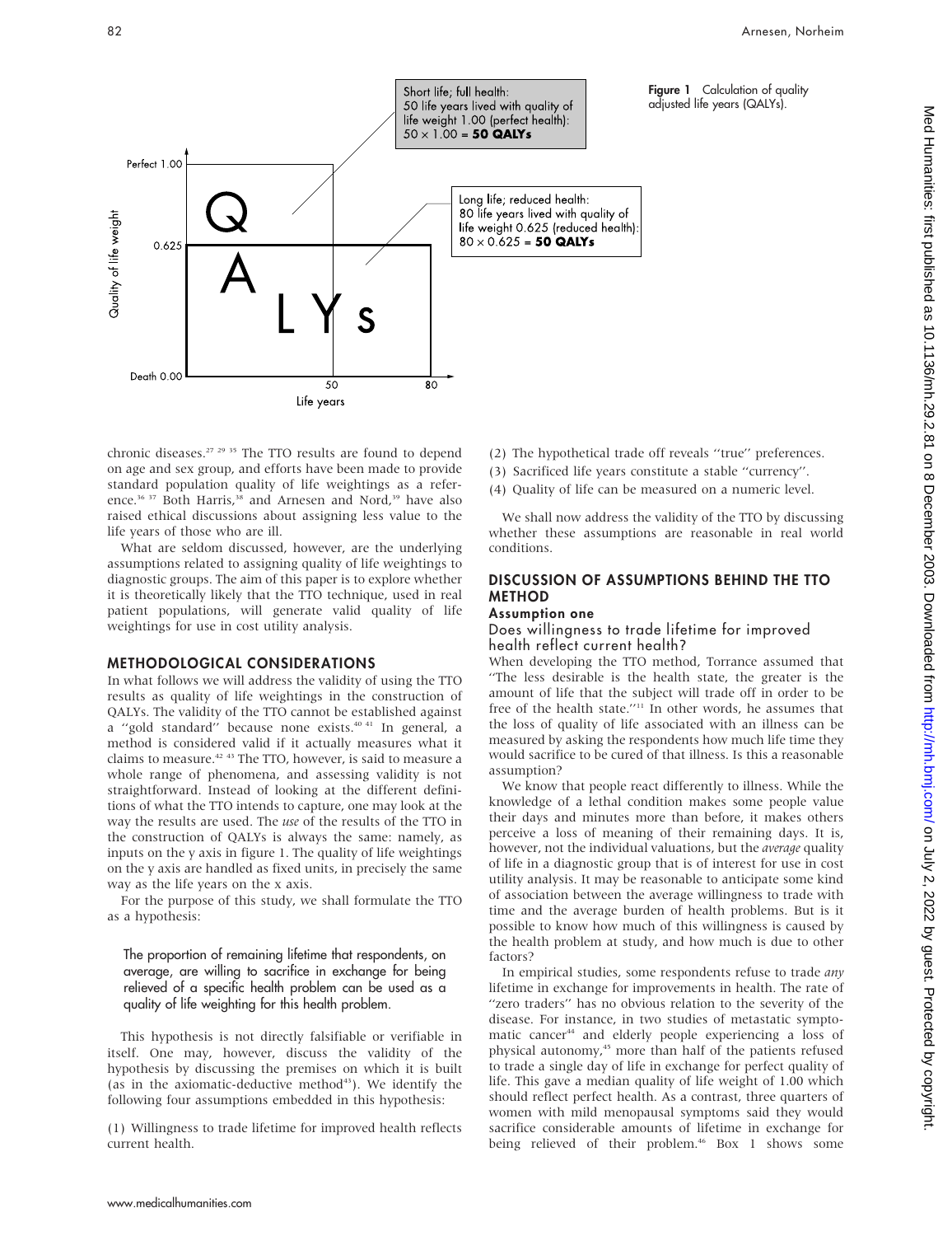**Figure 1** Calculation of quality adjusted life years (QALYs).

chronic diseases.[27 29 35] The TTO results are found to depend on age and sex group, and efforts have been made to provide standard population quality of life weightings as a reference.[36 37] Both Harris,[38] and Arnesen and Nord,[39] have also raised ethical discussions about assigning less value to the life years of those who are ill.

What are seldom discussed, however, are the underlying assumptions related to assigning quality of life weightings to diagnostic groups. The aim of this paper is to explore whether it is theoretically likely that the TTO technique, used in real patient populations, will generate valid quality of life weightings for use in cost utility analysis.

## METHODOLOGICAL CONSIDERATIONS

In what follows we will address the validity of using the TTO results as quality of life weightings in the construction of QALYs. The validity of the TTO cannot be established against a "gold standard" because none exists.[40 41] In general, a method is considered valid if it actually measures what it claims to measure.[42 43] The TTO, however, is said to measure a whole range of phenomena, and assessing validity is not straightforward. Instead of looking at the different definitions of what the TTO intends to capture, one may look at the way the results are used. The *use* of the results of the TTO in the construction of QALYs is always the same: namely, as inputs on the y axis in figure 1. The quality of life weightings on the y axis are handled as fixed units, in precisely the same way as the life years on the x axis.

For the purpose of this study, we shall formulate the TTO as a hypothesis:

> The proportion of remaining lifetime that respondents, on average, are willing to sacrifice in exchange for being relieved of a specific health problem can be used as a quality of life weighting for this health problem.

This hypothesis is not directly falsifiable or verifiable in itself. One may, however, discuss the validity of the hypothesis by discussing the premises on which it is built (as in the axiomatic-deductive method[43]). We identify the following four assumptions embedded in this hypothesis:

(1) Willingness to trade lifetime for improved health reflects current health.

(2) The hypothetical trade off reveals "true" preferences.

(3) Sacrificed life years constitute a stable "currency".

(4) Quality of life can be measured on a numeric level.

We shall now address the validity of the TTO by discussing whether these assumptions are reasonable in real world conditions.

## DISCUSSION OF ASSUMPTIONS BEHIND THE TTO METHOD

### Assumption one

#### Does willingness to trade lifetime for improved health reflect current health?

When developing the TTO method, Torrance assumed that "The less desirable is the health state, the greater is the amount of life that the subject will trade off in order to be free of the health state."[11] In other words, he assumes that the loss of quality of life associated with an illness can be measured by asking the respondents how much life time they would sacrifice to be cured of that illness. Is this a reasonable assumption?

We know that people react differently to illness. While the knowledge of a lethal condition makes some people value their days and minutes more than before, it makes others perceive a loss of meaning of their remaining days. It is, however, not the individual valuations, but the *average* quality of life in a diagnostic group that is of interest for use in cost utility analysis. It may be reasonable to anticipate some kind of association between the average willingness to trade with time and the average burden of health problems. But is it possible to know how much of this willingness is caused by the health problem at study, and how much is due to other factors?

In empirical studies, some respondents refuse to trade *any* lifetime in exchange for improvements in health. The rate of "zero traders" has no obvious relation to the severity of the disease. For instance, in two studies of metastatic symptomatic cancer[44] and elderly people experiencing a loss of physical autonomy,[45] more than half of the patients refused to trade a single day of life in exchange for perfect quality of life. This gave a median quality of life weight of 1.00 which should reflect perfect health. As a contrast, three quarters of women with mild menopausal symptoms said they would sacrifice considerable amounts of lifetime in exchange for being relieved of their problem.[46] Box 1 shows some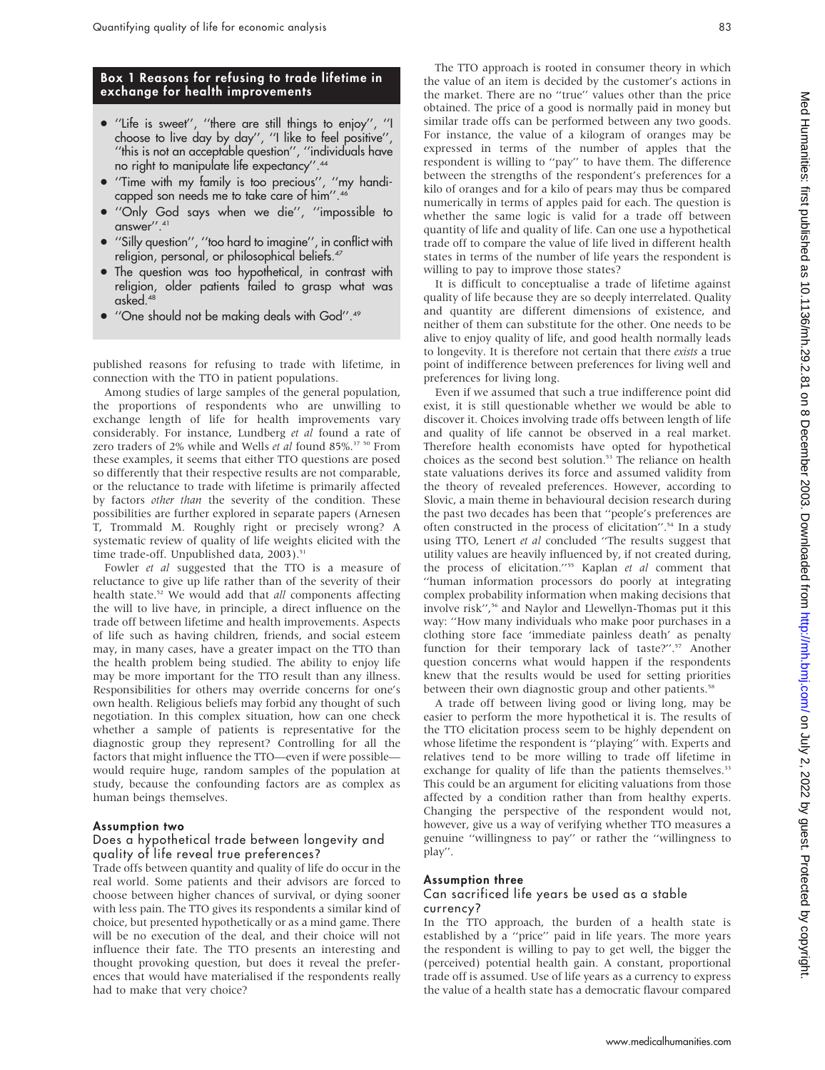### Box 1 Reasons for refusing to trade lifetime in exchange for health improvements

- "Life is sweet", "there are still things to enjoy", "I choose to live day by day", "I like to feel positive", "this is not an acceptable question", "individuals have no right to manipulate life expectancy".[44]
- "Time with my family is too precious", "my handicapped son needs me to take care of him".[46]
- "Only God says when we die", "impossible to answer".[41]
- "Silly question", "too hard to imagine", in conflict with religion, personal, or philosophical beliefs.[47]
- The question was too hypothetical, in contrast with religion, older patients failed to grasp what was asked.[48]
- "One should not be making deals with God".[49]

published reasons for refusing to trade with lifetime, in connection with the TTO in patient populations.

Among studies of large samples of the general population, the proportions of respondents who are unwilling to exchange length of life for health improvements vary considerably. For instance, Lundberg *et al* found a rate of zero traders of 2% while and Wells *et al* found 85%.[37 50] From these examples, it seems that either TTO questions are posed so differently that their respective results are not comparable, or the reluctance to trade with lifetime is primarily affected by factors *other than* the severity of the condition. These possibilities are further explored in separate papers (Arnesen T, Trommald M. Roughly right or precisely wrong? A systematic review of quality of life weights elicited with the time trade-off. Unpublished data, 2003).[51]

Fowler *et al* suggested that the TTO is a measure of reluctance to give up life rather than of the severity of their health state.[52] We would add that *all* components affecting the will to live have, in principle, a direct influence on the trade off between lifetime and health improvements. Aspects of life such as having children, friends, and social esteem may, in many cases, have a greater impact on the TTO than the health problem being studied. The ability to enjoy life may be more important for the TTO result than any illness. Responsibilities for others may override concerns for one's own health. Religious beliefs may forbid any thought of such negotiation. In this complex situation, how can one check whether a sample of patients is representative for the diagnostic group they represent? Controlling for all the factors that might influence the TTO—even if were possible—would require huge, random samples of the population at study, because the confounding factors are as complex as human beings themselves.

## Assumption two

### Does a hypothetical trade between longevity and quality of life reveal true preferences?

Trade offs between quantity and quality of life do occur in the real world. Some patients and their advisors are forced to choose between higher chances of survival, or dying sooner with less pain. The TTO gives its respondents a similar kind of choice, but presented hypothetically or as a mind game. There will be no execution of the deal, and their choice will not influence their fate. The TTO presents an interesting and thought provoking question, but does it reveal the preferences that would have materialised if the respondents really had to make that very choice?

The TTO approach is rooted in consumer theory in which the value of an item is decided by the customer's actions in the market. There are no "true" values other than the price obtained. The price of a good is normally paid in money but similar trade offs can be performed between any two goods. For instance, the value of a kilogram of oranges may be expressed in terms of the number of apples that the respondent is willing to "pay" to have them. The difference between the strengths of the respondent's preferences for a kilo of oranges and for a kilo of pears may thus be compared numerically in terms of apples paid for each. The question is whether the same logic is valid for a trade off between quantity of life and quality of life. Can one use a hypothetical trade off to compare the value of life lived in different health states in terms of the number of life years the respondent is willing to pay to improve those states?

It is difficult to conceptualise a trade of lifetime against quality of life because they are so deeply interrelated. Quality and quantity are different dimensions of existence, and neither of them can substitute for the other. One needs to be alive to enjoy quality of life, and good health normally leads to longevity. It is therefore not certain that there *exists* a true point of indifference between preferences for living well and preferences for living long.

Even if we assumed that such a true indifference point did exist, it is still questionable whether we would be able to discover it. Choices involving trade offs between length of life and quality of life cannot be observed in a real market. Therefore health economists have opted for hypothetical choices as the second best solution.[53] The reliance on health state valuations derives its force and assumed validity from the theory of revealed preferences. However, according to Slovic, a main theme in behavioural decision research during the past two decades has been that "people's preferences are often constructed in the process of elicitation".[54] In a study using TTO, Lenert *et al* concluded "The results suggest that utility values are heavily influenced by, if not created during, the process of elicitation."[55] Kaplan *et al* comment that "human information processors do poorly at integrating complex probability information when making decisions that involve risk",[56] and Naylor and Llewellyn-Thomas put it this way: "How many individuals who make poor purchases in a clothing store face 'immediate painless death' as penalty function for their temporary lack of taste?".[57] Another question concerns what would happen if the respondents knew that the results would be used for setting priorities between their own diagnostic group and other patients.[58]

A trade off between living good or living long, may be easier to perform the more hypothetical it is. The results of the TTO elicitation process seem to be highly dependent on whose lifetime the respondent is "playing" with. Experts and relatives tend to be more willing to trade off lifetime in exchange for quality of life than the patients themselves.[33] This could be an argument for eliciting valuations from those affected by a condition rather than from healthy experts. Changing the perspective of the respondent would not, however, give us a way of verifying whether TTO measures a genuine "willingness to pay" or rather the "willingness to play".

## Assumption three

### Can sacrificed life years be used as a stable currency?

In the TTO approach, the burden of a health state is established by a "price" paid in life years. The more years the respondent is willing to pay to get well, the bigger the (perceived) potential health gain. A constant, proportional trade off is assumed. Use of life years as a currency to express the value of a health state has a democratic flavour compared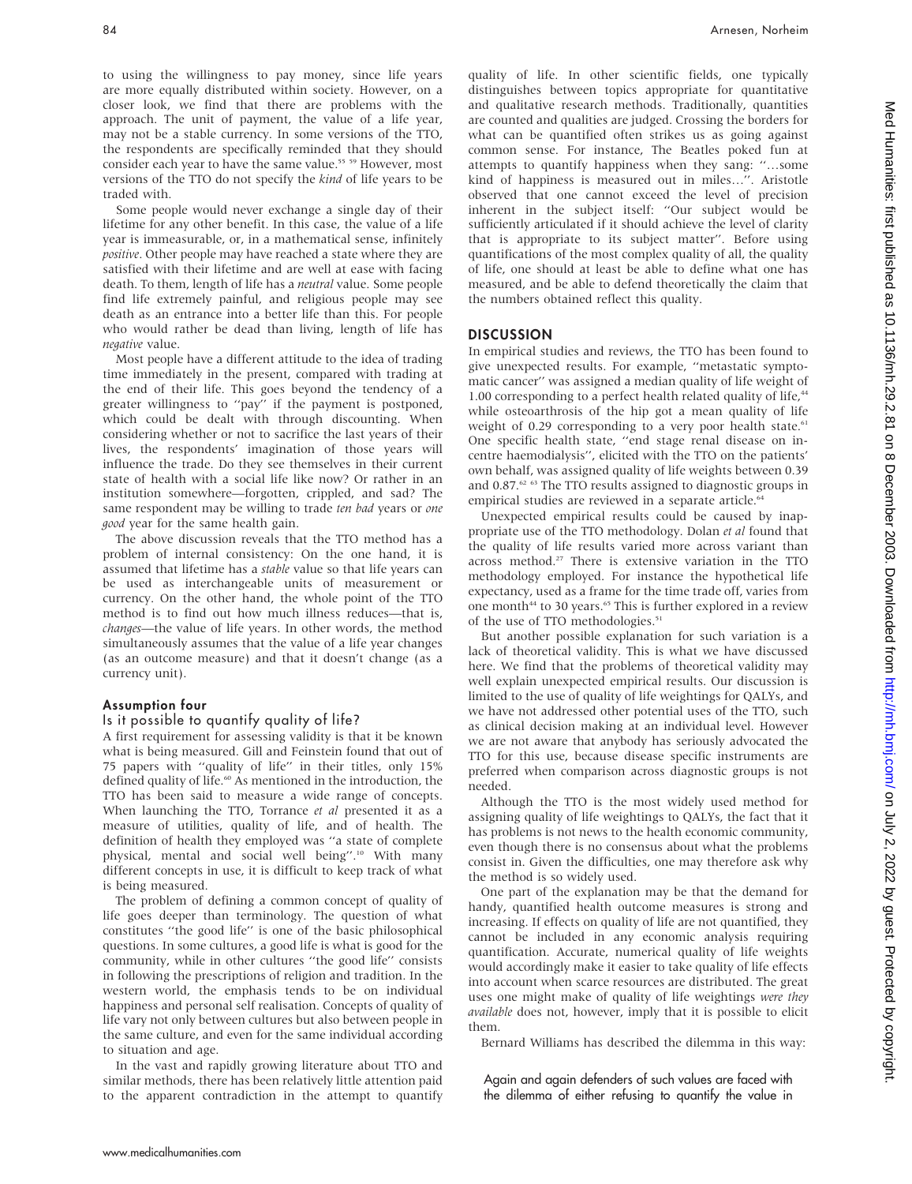to using the willingness to pay money, since life years are more equally distributed within society. However, on a closer look, we find that there are problems with the approach. The unit of payment, the value of a life year, may not be a stable currency. In some versions of the TTO, the respondents are specifically reminded that they should consider each year to have the same value.[55 59] However, most versions of the TTO do not specify the *kind* of life years to be traded with.

Some people would never exchange a single day of their lifetime for any other benefit. In this case, the value of a life year is immeasurable, or, in a mathematical sense, infinitely *positive*. Other people may have reached a state where they are satisfied with their lifetime and are well at ease with facing death. To them, length of life has a *neutral* value. Some people find life extremely painful, and religious people may see death as an entrance into a better life than this. For people who would rather be dead than living, length of life has *negative* value.

Most people have a different attitude to the idea of trading time immediately in the present, compared with trading at the end of their life. This goes beyond the tendency of a greater willingness to "pay" if the payment is postponed, which could be dealt with through discounting. When considering whether or not to sacrifice the last years of their lives, the respondents' imagination of those years will influence the trade. Do they see themselves in their current state of health with a social life like now? Or rather in an institution somewhere—forgotten, crippled, and sad? The same respondent may be willing to trade *ten bad* years or *one good* year for the same health gain.

The above discussion reveals that the TTO method has a problem of internal consistency: On the one hand, it is assumed that lifetime has a *stable* value so that life years can be used as interchangeable units of measurement or currency. On the other hand, the whole point of the TTO method is to find out how much illness reduces—that is, *changes*—the value of life years. In other words, the method simultaneously assumes that the value of a life year changes (as an outcome measure) and that it doesn't change (as a currency unit).

### Assumption four

#### Is it possible to quantify quality of life?

A first requirement for assessing validity is that it be known what is being measured. Gill and Feinstein found that out of 75 papers with "quality of life" in their titles, only 15% defined quality of life.[60] As mentioned in the introduction, the TTO has been said to measure a wide range of concepts. When launching the TTO, Torrance *et al* presented it as a measure of utilities, quality of life, and of health. The definition of health they employed was "a state of complete physical, mental and social well being".[10] With many different concepts in use, it is difficult to keep track of what is being measured.

The problem of defining a common concept of quality of life goes deeper than terminology. The question of what constitutes "the good life" is one of the basic philosophical questions. In some cultures, a good life is what is good for the community, while in other cultures "the good life" consists in following the prescriptions of religion and tradition. In the western world, the emphasis tends to be on individual happiness and personal self realisation. Concepts of quality of life vary not only between cultures but also between people in the same culture, and even for the same individual according to situation and age.

In the vast and rapidly growing literature about TTO and similar methods, there has been relatively little attention paid to the apparent contradiction in the attempt to quantify quality of life. In other scientific fields, one typically distinguishes between topics appropriate for quantitative and qualitative research methods. Traditionally, quantities are counted and qualities are judged. Crossing the borders for what can be quantified often strikes us as going against common sense. For instance, The Beatles poked fun at attempts to quantify happiness when they sang: "…some kind of happiness is measured out in miles…". Aristotle observed that one cannot exceed the level of precision inherent in the subject itself: "Our subject would be sufficiently articulated if it should achieve the level of clarity that is appropriate to its subject matter". Before using quantifications of the most complex quality of all, the quality of life, one should at least be able to define what one has measured, and be able to defend theoretically the claim that the numbers obtained reflect this quality.

## DISCUSSION

In empirical studies and reviews, the TTO has been found to give unexpected results. For example, "metastatic symptomatic cancer" was assigned a median quality of life weight of 1.00 corresponding to a perfect health related quality of life,[44] while osteoarthrosis of the hip got a mean quality of life weight of 0.29 corresponding to a very poor health state.[61] One specific health state, "end stage renal disease on incentre haemodialysis", elicited with the TTO on the patients' own behalf, was assigned quality of life weights between 0.39 and 0.87.[62 63] The TTO results assigned to diagnostic groups in empirical studies are reviewed in a separate article.[64]

Unexpected empirical results could be caused by inappropriate use of the TTO methodology. Dolan *et al* found that the quality of life results varied more across variant than across method.[27] There is extensive variation in the TTO methodology employed. For instance the hypothetical life expectancy, used as a frame for the time trade off, varies from one month[44] to 30 years.[65] This is further explored in a review of the use of TTO methodologies.[51]

But another possible explanation for such variation is a lack of theoretical validity. This is what we have discussed here. We find that the problems of theoretical validity may well explain unexpected empirical results. Our discussion is limited to the use of quality of life weightings for QALYs, and we have not addressed other potential uses of the TTO, such as clinical decision making at an individual level. However we are not aware that anybody has seriously advocated the TTO for this use, because disease specific instruments are preferred when comparison across diagnostic groups is not needed.

Although the TTO is the most widely used method for assigning quality of life weightings to QALYs, the fact that it has problems is not news to the health economic community, even though there is no consensus about what the problems consist in. Given the difficulties, one may therefore ask why the method is so widely used.

One part of the explanation may be that the demand for handy, quantified health outcome measures is strong and increasing. If effects on quality of life are not quantified, they cannot be included in any economic analysis requiring quantification. Accurate, numerical quality of life weights would accordingly make it easier to take quality of life effects into account when scarce resources are distributed. The great uses one might make of quality of life weightings *were they available* does not, however, imply that it is possible to elicit them.

Bernard Williams has described the dilemma in this way:

> Again and again defenders of such values are faced with the dilemma of either refusing to quantify the value in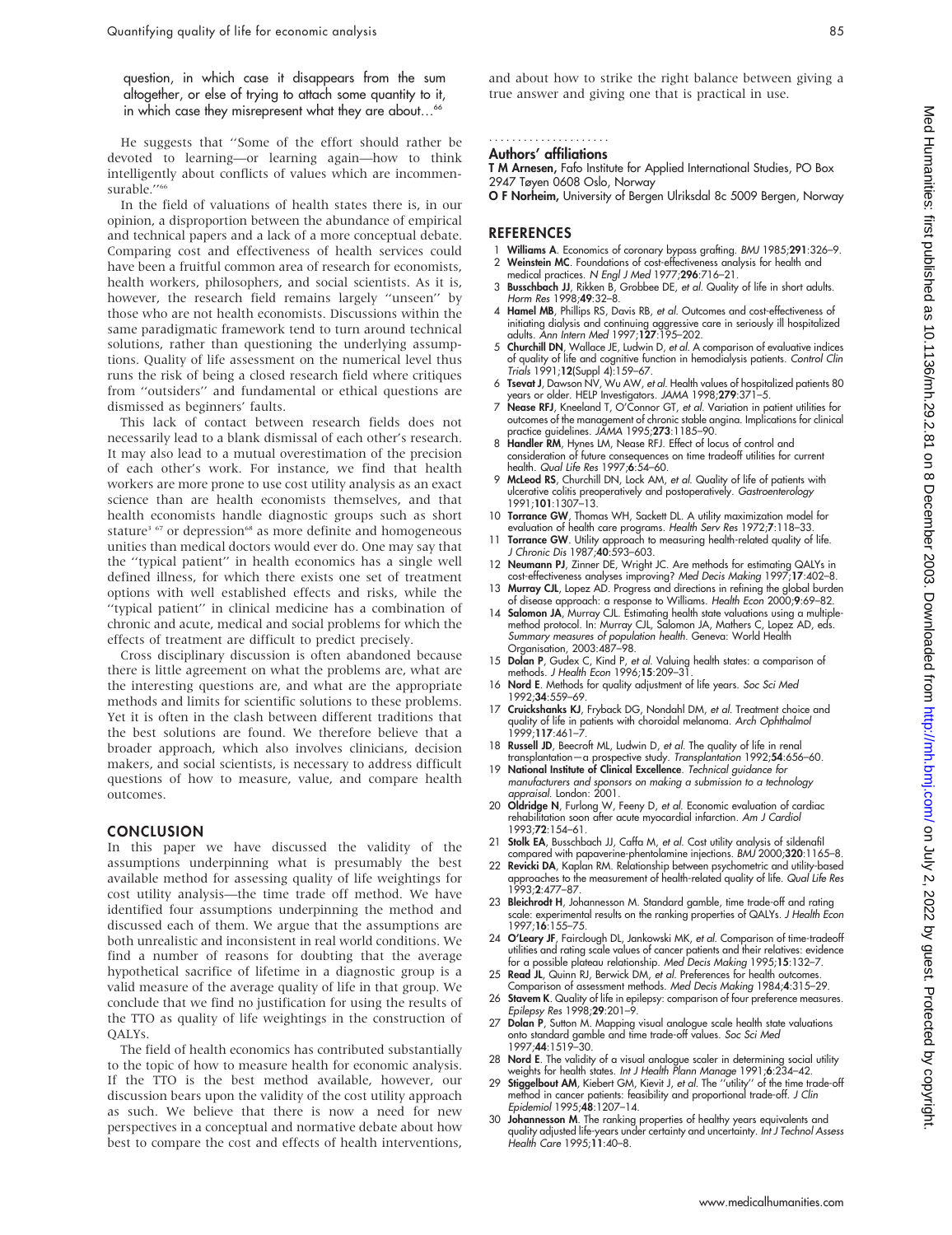question, in which case it disappears from the sum altogether, or else of trying to attach some quantity to it, in which case they misrepresent what they are about…[66]

He suggests that "Some of the effort should rather be devoted to learning—or learning again—how to think intelligently about conflicts of values which are incommensurable."[66]

In the field of valuations of health states there is, in our opinion, a disproportion between the abundance of empirical and technical papers and a lack of a more conceptual debate. Comparing cost and effectiveness of health services could have been a fruitful common area of research for economists, health workers, philosophers, and social scientists. As it is, however, the research field remains largely "unseen" by those who are not health economists. Discussions within the same paradigmatic framework tend to turn around technical solutions, rather than questioning the underlying assumptions. Quality of life assessment on the numerical level thus runs the risk of being a closed research field where critiques from "outsiders" and fundamental or ethical questions are dismissed as beginners' faults.

This lack of contact between research fields does not necessarily lead to a blank dismissal of each other's research. It may also lead to a mutual overestimation of the precision of each other's work. For instance, we find that health workers are more prone to use cost utility analysis as an exact science than are health economists themselves, and that health economists handle diagnostic groups such as short stature[3,67] or depression[68] as more definite and homogeneous unities than medical doctors would ever do. One may say that the "typical patient" in health economics has a single well defined illness, for which there exists one set of treatment options with well established effects and risks, while the "typical patient" in clinical medicine has a combination of chronic and acute, medical and social problems for which the effects of treatment are difficult to predict precisely.

Cross disciplinary discussion is often abandoned because there is little agreement on what the problems are, what are the interesting questions are, and what are the appropriate methods and limits for scientific solutions to these problems. Yet it is often in the clash between different traditions that the best solutions are found. We therefore believe that a broader approach, which also involves clinicians, decision makers, and social scientists, is necessary to address difficult questions of how to measure, value, and compare health outcomes.

## CONCLUSION

In this paper we have discussed the validity of the assumptions underpinning what is presumably the best available method for assessing quality of life weightings for cost utility analysis—the time trade off method. We have identified four assumptions underpinning the method and discussed each of them. We argue that the assumptions are both unrealistic and inconsistent in real world conditions. We find a number of reasons for doubting that the average hypothetical sacrifice of lifetime in a diagnostic group is a valid measure of the average quality of life in that group. We conclude that we find no justification for using the results of the TTO as quality of life weightings in the construction of QALYs.

The field of health economics has contributed substantially to the topic of how to measure health for economic analysis. If the TTO is the best method available, however, our discussion bears upon the validity of the cost utility approach as such. We believe that there is now a need for new perspectives in a conceptual and normative debate about how best to compare the cost and effects of health interventions, and about how to strike the right balance between giving a true answer and giving one that is practical in use.

## Authors' affiliations

**T M Arnesen,** Fafo Institute for Applied International Studies, PO Box 2947 Tøyen 0608 Oslo, Norway
**O F Norheim,** University of Bergen Ulriksdal 8c 5009 Bergen, Norway

## REFERENCES

1. **Williams A**. Economics of coronary bypass grafting. *BMJ* 1985;**291**:326–9.
2. **Weinstein MC**. Foundations of cost-effectiveness analysis for health and medical practices. *N Engl J Med* 1977;**296**:716–21.
3. **Busschbach JJ**, Rikken B, Grobbee DE, *et al*. Quality of life in short adults. *Horm Res* 1998;**49**:32–8.
4. **Hamel MB**, Phillips RS, Davis RB, *et al*. Outcomes and cost-effectiveness of initiating dialysis and continuing aggressive care in seriously ill hospitalized adults. *Ann Intern Med* 1997;**127**:195–202.
5. **Churchill DN**, Wallace JE, Ludwin D, *et al*. A comparison of evaluative indices of quality of life and cognitive function in hemodialysis patients. *Control Clin Trials* 1991;**12**(Suppl 4):159–67.
6. **Tsevat J**, Dawson NV, Wu AW, *et al*. Health values of hospitalized patients 80 years or older. HELP Investigators. *JAMA* 1998;**279**:371–5.
7. **Nease RFJ**, Kneeland T, O'Connor GT, *et al*. Variation in patient utilities for outcomes of the management of chronic stable angina. Implications for clinical practice guidelines. *JAMA* 1995;**273**:1185–90.
8. **Handler RM**, Hynes LM, Nease RFJ. Effect of locus of control and consideration of future consequences on time tradeoff utilities for current health. *Qual Life Res* 1997;**6**:54–60.
9. **McLeod RS**, Churchill DN, Lock AM, *et al*. Quality of life of patients with ulcerative colitis preoperatively and postoperatively. *Gastroenterology* 1991;**101**:1307–13.
10. **Torrance GW**, Thomas WH, Sackett DL. A utility maximization model for evaluation of health care programs. *Health Serv Res* 1972;**7**:118–33.
11. **Torrance GW**. Utility approach to measuring health-related quality of life. *J Chronic Dis* 1987;**40**:593–603.
12. **Neumann PJ**, Zinner DE, Wright JC. Are methods for estimating QALYs in cost-effectiveness analyses improving? *Med Decis Making* 1997;**17**:402–8.
13. **Murray CJL**, Lopez AD. Progress and directions in refining the global burden of disease approach: a response to Williams. *Health Econ* 2000;**9**:69–82.
14. **Salomon JA**, Murray CJL. Estimating health state valuations using a multiple-method protocol. In: Murray CJL, Salomon JA, Mathers C, Lopez AD, eds. *Summary measures of population health*. Geneva: World Health Organisation, 2003:487–98.
15. **Dolan P**, Gudex C, Kind P, *et al*. Valuing health states: a comparison of methods. *J Health Econ* 1996;**15**:209–31.
16. **Nord E**. Methods for quality adjustment of life years. *Soc Sci Med* 1992;**34**:559–69.
17. **Cruickshanks KJ**, Fryback DG, Nondahl DM, *et al*. Treatment choice and quality of life in patients with choroidal melanoma. *Arch Ophthalmol* 1999;**117**:461–7.
18. **Russell JD**, Beecroft ML, Ludwin D, *et al*. The quality of life in renal transplantation—a prospective study. *Transplantation* 1992;**54**:656–60.
19. **National Institute of Clinical Excellence**. *Technical guidance for manufacturers and sponsors on making a submission to a technology appraisal*. London: 2001.
20. **Oldridge N**, Furlong W, Feeny D, *et al*. Economic evaluation of cardiac rehabilitation soon after acute myocardial infarction. *Am J Cardiol* 1993;**72**:154–61.
21. **Stolk EA**, Busschbach JJ, Caffa M, *et al*. Cost utility analysis of sildenafil compared with papaverine-phentolamine injections. *BMJ* 2000;**320**:1165–8.
22. **Revicki DA**, Kaplan RM. Relationship between psychometric and utility-based approaches to the measurement of health-related quality of life. *Qual Life Res* 1993;**2**:477–87.
23. **Bleichrodt H**, Johannesson M. Standard gamble, time trade-off and rating scale: experimental results on the ranking properties of QALYs. *J Health Econ* 1997;**16**:155–75.
24. **O'Leary JF**, Fairclough DL, Jankowski MK, *et al*. Comparison of time-tradeoff utilities and rating scale values of cancer patients and their relatives: evidence for a possible plateau relationship. *Med Decis Making* 1995;**15**:132–7.
25. **Read JL**, Quinn RJ, Berwick DM, *et al*. Preferences for health outcomes. Comparison of assessment methods. *Med Decis Making* 1984;**4**:315–29.
26. **Stavem K**. Quality of life in epilepsy: comparison of four preference measures. *Epilepsy Res* 1998;**29**:201–9.
27. **Dolan P**, Sutton M. Mapping visual analogue scale health state valuations onto standard gamble and time trade-off values. *Soc Sci Med* 1997;**44**:1519–30.
28. **Nord E**. The validity of a visual analogue scaler in determining social utility weights for health states. *Int J Health Plann Manage* 1991;**6**:234–42.
29. **Stiggelbout AM**, Kiebert GM, Kievit J, *et al*. The "utility" of the time trade-off method in cancer patients: feasibility and proportional trade-off. *J Clin Epidemiol* 1995;**48**:1207–14.
30. **Johannesson M**. The ranking properties of healthy years equivalents and quality adjusted life-years under certainty and uncertainty. *Int J Technol Assess Health Care* 1995;**11**:40–8.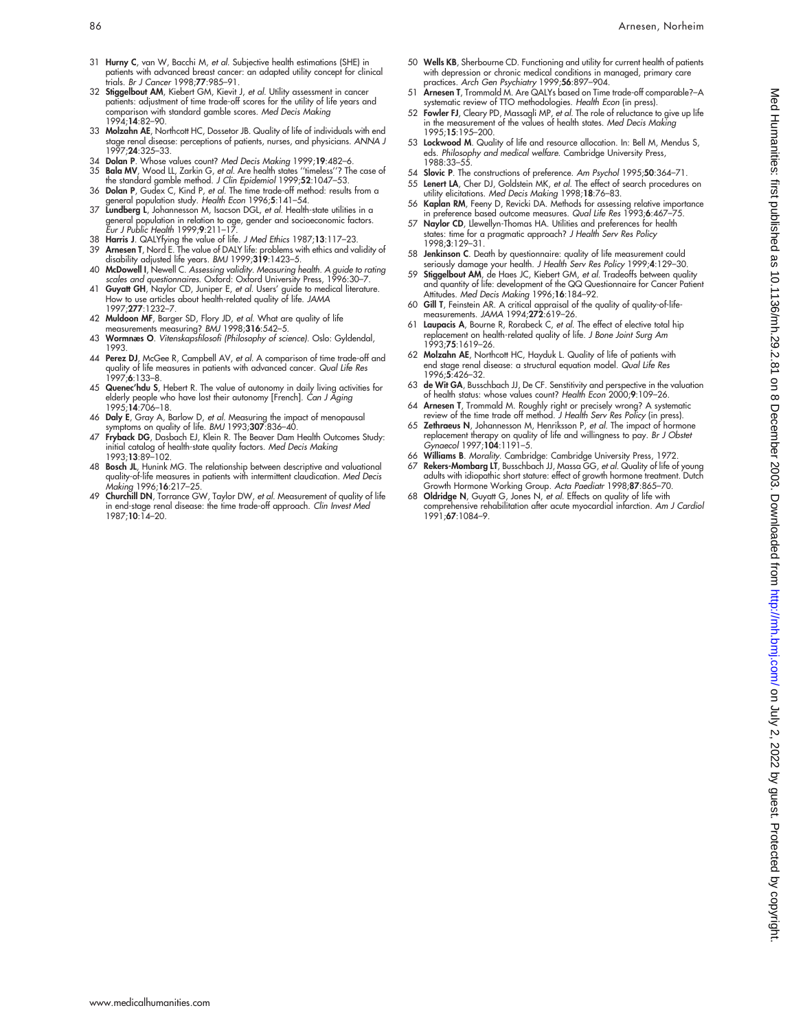31 **Hurny C**, van W, Bacchi M, *et al*. Subjective health estimations (SHE) in patients with advanced breast cancer: an adapted utility concept for clinical trials. *Br J Cancer* 1998;**77**:985–91.

32 **Stiggelbout AM**, Kiebert GM, Kievit J, *et al*. Utility assessment in cancer patients: adjustment of time trade-off scores for the utility of life years and comparison with standard gamble scores. *Med Decis Making* 1994;**14**:82–90.

33 **Molzahn AE**, Northcott HC, Dossetor JB. Quality of life of individuals with end stage renal disease: perceptions of patients, nurses, and physicians. *ANNA J* 1997;**24**:325–33.

34 **Dolan P**. Whose values count? *Med Decis Making* 1999;**19**:482–6.

35 **Bala MV**, Wood LL, Zarkin G, *et al*. Are health states ''timeless''? The case of the standard gamble method. *J Clin Epidemiol* 1999;**52**:1047–53.

36 **Dolan P**, Gudex C, Kind P, *et al*. The time trade-off method: results from a general population study. *Health Econ* 1996;**5**:141–54.

37 **Lundberg L**, Johannesson M, Isacson DGL, *et al*. Health-state utilities in a general population in relation to age, gender and socioeconomic factors. *Eur J Public Health* 1999;**9**:211–17.

38 **Harris J**. QALYfying the value of life. *J Med Ethics* 1987;**13**:117–23.

39 **Arnesen T**, Nord E. The value of DALY life: problems with ethics and validity of disability adjusted life years. *BMJ* 1999;**319**:1423–5.

40 **McDowell I**, Newell C. *Assessing validity. Measuring health. A guide to rating scales and questionnaires.* Oxford: Oxford University Press, 1996:30–7.

41 **Guyatt GH**, Naylor CD, Juniper E, *et al*. Users' guide to medical literature. How to use articles about health-related quality of life. *JAMA* 1997;**277**:1232–7.

42 **Muldoon MF**, Barger SD, Flory JD, *et al*. What are quality of life measurements measuring? *BMJ* 1998;**316**:542–5.

43 **Wormnæs O**. *Vitenskapsfilosofi (Philosophy of science).* Oslo: Gyldendal, 1993.

44 **Perez DJ**, McGee R, Campbell AV, *et al*. A comparison of time trade-off and quality of life measures in patients with advanced cancer. *Qual Life Res* 1997;**6**:133–8.

45 **Quenec'hdu S**, Hebert R. The value of autonomy in daily living activities for elderly people who have lost their autonomy [French]. *Can J Aging* 1995;**14**:706–18.

46 **Daly E**, Gray A, Barlow D, *et al*. Measuring the impact of menopausal symptoms on quality of life. *BMJ* 1993;**307**:836–40.

47 **Fryback DG**, Dasbach EJ, Klein R. The Beaver Dam Health Outcomes Study: initial catalog of health-state quality factors. *Med Decis Making* 1993;**13**:89–102.

48 **Bosch JL**, Hunink MG. The relationship between descriptive and valuational quality-of-life measures in patients with intermittent claudication. *Med Decis Making* 1996;**16**:217–25.

49 **Churchill DN**, Torrance GW, Taylor DW, *et al*. Measurement of quality of life in end-stage renal disease: the time trade-off approach. *Clin Invest Med* 1987;**10**:14–20.

50 **Wells KB**, Sherbourne CD. Functioning and utility for current health of patients with depression or chronic medical conditions in managed, primary care practices. *Arch Gen Psychiatry* 1999;**56**:897–904.

51 **Arnesen T**, Trommald M. Are QALYs based on Time trade-off comparable?–A systematic review of TTO methodologies. *Health Econ* (in press).

52 **Fowler FJ**, Cleary PD, Massagli MP, *et al*. The role of reluctance to give up life in the measurement of the values of health states. *Med Decis Making* 1995;**15**:195–200.

53 **Lockwood M**. Quality of life and resource allocation. In: Bell M, Mendus S, eds. *Philosophy and medical welfare.* Cambridge University Press, 1988:33–55.

54 **Slovic P**. The constructions of preference. *Am Psychol* 1995;**50**:364–71.

55 **Lenert LA**, Cher DJ, Goldstein MK, *et al*. The effect of search procedures on utility elicitations. *Med Decis Making* 1998;**18**:76–83.

56 **Kaplan RM**, Feeny D, Revicki DA. Methods for assessing relative importance in preference based outcome measures. *Qual Life Res* 1993;**6**:467–75.

57 **Naylor CD**, Llewellyn-Thomas HA. Utilities and preferences for health states: time for a pragmatic approach? *J Health Serv Res Policy* 1998;**3**:129–31.

58 **Jenkinson C**. Death by questionnaire: quality of life measurement could seriously damage your health. *J Health Serv Res Policy* 1999;**4**:129–30.

59 **Stiggelbout AM**, de Haes JC, Kiebert GM, *et al*. Tradeoffs between quality and quantity of life: development of the QQ Questionnaire for Cancer Patient Attitudes. *Med Decis Making* 1996;**16**:184–92.

60 **Gill T**, Feinstein AR. A critical appraisal of the quality of quality-of-life-measurements. *JAMA* 1994;**272**:619–26.

61 **Laupacis A**, Bourne R, Rorabeck C, *et al*. The effect of elective total hip replacement on health-related quality of life. *J Bone Joint Surg Am* 1993;**75**:1619–26.

62 **Molzahn AE**, Northcott HC, Hayduk L. Quality of life of patients with end stage renal disease: a structural equation model. *Qual Life Res* 1996;**5**:426–32.

63 **de Wit GA**, Busschbach JJ, De CF. Senstitivity and perspective in the valuation of health status: whose values count? *Health Econ* 2000;**9**:109–26.

64 **Arnesen T**, Trommald M. Roughly right or precisely wrong? A systematic review of the time trade off method. *J Health Serv Res Policy* (in press).

65 **Zethraeus N**, Johannesson M, Henriksson P, *et al*. The impact of hormone replacement therapy on quality of life and willingness to pay. *Br J Obstet Gynaecol* 1997;**104**:1191–5.

66 **Williams B**. *Morality.* Cambridge: Cambridge University Press, 1972.

67 **Rekers-Mombarg LT**, Busschbach JJ, Massa GG, *et al*. Quality of life of young adults with idiopathic short stature: effect of growth hormone treatment. Dutch Growth Hormone Working Group. *Acta Paediatr* 1998;**87**:865–70.

68 **Oldridge N**, Guyatt G, Jones N, *et al*. Effects on quality of life with comprehensive rehabilitation after acute myocardial infarction. *Am J Cardiol* 1991;**67**:1084–9.